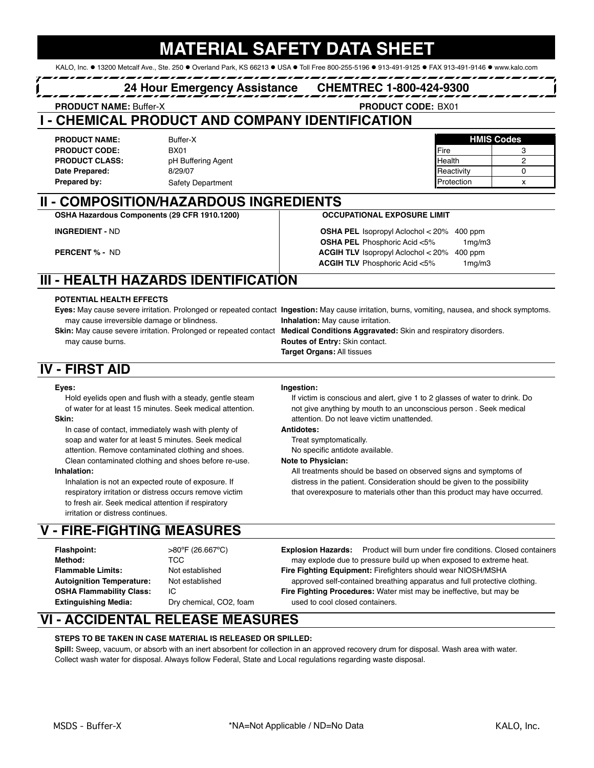# MATERIAL SAFETY DATA SHEET

KALO, Inc. ● 13200 Metcalf Ave., Ste. 250 ● Overland Park, KS 66213 ● USA ● Toll Free 800-255-5196 ● 913-491-9125 ● FAX 913-491-9146 ● www.kalo.com

**24 Hour Emergency Assistance CHEMTREC 1-800-424-9300**

**PRODUCT NAME:** Buffer-X **PRODUCT CODE:** BX01

## I - CHEMICAL PRODUCT AND COMPANY IDENTIFICATION

**PRODUCT NAME:** Buffer-X
**PRODUCT CODE:** BX01
**PRODUCT CLASS:** pH Buffering Agent
**Date Prepared:** 8/29/07
**Prepared by:** Safety Department

| HMIS Codes | |
|---|---|
| Fire | 3 |
| Health | 2 |
| Reactivity | 0 |
| Protection | x |

## II - COMPOSITION/HAZARDOUS INGREDIENTS

**OSHA Hazardous Components (29 CFR 1910.1200)**

**INGREDIENT -** ND

**PERCENT % -** ND

**OCCUPATIONAL EXPOSURE LIMIT**

**OSHA PEL** Isopropyl Aclochol < 20% 400 ppm
**OSHA PEL** Phosphoric Acid <5% 1mg/m3
**ACGIH TLV** Isopropyl Aclochol < 20% 400 ppm
**ACGIH TLV** Phosphoric Acid <5% 1mg/m3

## III - HEALTH HAZARDS IDENTIFICATION

**POTENTIAL HEALTH EFFECTS**

**Eyes:** May cause severe irritation. Prolonged or repeated contact may cause irreversible damage or blindness.

**Skin:** May cause severe irritation. Prolonged or repeated contact may cause burns.

**Ingestion:** May cause irritation, burns, vomiting, nausea, and shock symptoms.

**Inhalation:** May cause irritation.

**Medical Conditions Aggravated:** Skin and respiratory disorders.

**Routes of Entry:** Skin contact.

**Target Organs:** All tissues

## IV - FIRST AID

**Eyes:**
Hold eyelids open and flush with a steady, gentle steam of water for at least 15 minutes. Seek medical attention.

**Skin:**
In case of contact, immediately wash with plenty of soap and water for at least 5 minutes. Seek medical attention. Remove contaminated clothing and shoes. Clean contaminated clothing and shoes before re-use.

**Inhalation:**
Inhalation is not an expected route of exposure. If respiratory irritation or distress occurs remove victim to fresh air. Seek medical attention if respiratory irritation or distress continues.

**Ingestion:**
If victim is conscious and alert, give 1 to 2 glasses of water to drink. Do not give anything by mouth to an unconscious person . Seek medical attention. Do not leave victim unattended.

**Antidotes:**
Treat symptomatically.
No specific antidote available.

**Note to Physician:**
All treatments should be based on observed signs and symptoms of distress in the patient. Consideration should be given to the possibility that overexposure to materials other than this product may have occurred.

## V - FIRE-FIGHTING MEASURES

**Flashpoint:** >80°F (26.667°C)
**Method:** TCC
**Flammable Limits:** Not established
**Autoignition Temperature:** Not established
**OSHA Flammability Class:** IC
**Extinguishing Media:** Dry chemical, CO2, foam

**Explosion Hazards:** Product will burn under fire conditions. Closed containers may explode due to pressure build up when exposed to extreme heat.

**Fire Fighting Equipment:** Firefighters should wear NIOSH/MSHA approved self-contained breathing apparatus and full protective clothing.

**Fire Fighting Procedures:** Water mist may be ineffective, but may be used to cool closed containers.

## VI - ACCIDENTAL RELEASE MEASURES

**STEPS TO BE TAKEN IN CASE MATERIAL IS RELEASED OR SPILLED:**

**Spill:** Sweep, vacuum, or absorb with an inert absorbent for collection in an approved recovery drum for disposal. Wash area with water. Collect wash water for disposal. Always follow Federal, State and Local regulations regarding waste disposal.

*NA=Not Applicable / ND=No Data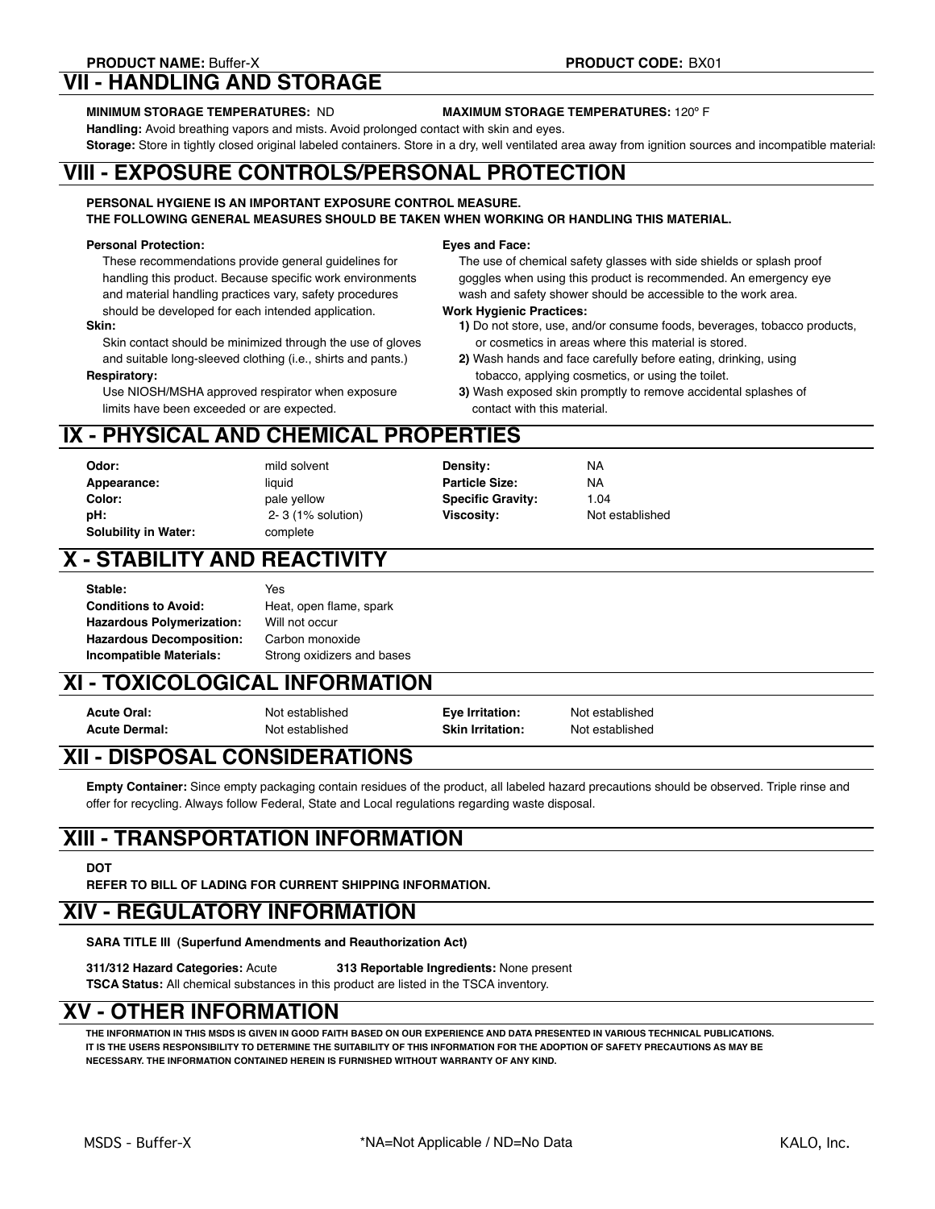**PRODUCT NAME:** Buffer-X **PRODUCT CODE:** BX01

## VII - HANDLING AND STORAGE

**MINIMUM STORAGE TEMPERATURES:** ND **MAXIMUM STORAGE TEMPERATURES:** 120° F

**Handling:** Avoid breathing vapors and mists. Avoid prolonged contact with skin and eyes.

**Storage:** Store in tightly closed original labeled containers. Store in a dry, well ventilated area away from ignition sources and incompatible materials

## VIII - EXPOSURE CONTROLS/PERSONAL PROTECTION

**PERSONAL HYGIENE IS AN IMPORTANT EXPOSURE CONTROL MEASURE.**
**THE FOLLOWING GENERAL MEASURES SHOULD BE TAKEN WHEN WORKING OR HANDLING THIS MATERIAL.**

**Personal Protection:**

These recommendations provide general guidelines for handling this product. Because specific work environments and material handling practices vary, safety procedures should be developed for each intended application.

**Skin:**

Skin contact should be minimized through the use of gloves and suitable long-sleeved clothing (i.e., shirts and pants.)

**Respiratory:**

Use NIOSH/MSHA approved respirator when exposure limits have been exceeded or are expected.

**Eyes and Face:**

The use of chemical safety glasses with side shields or splash proof goggles when using this product is recommended. An emergency eye wash and safety shower should be accessible to the work area.

**Work Hygienic Practices:**

**1)** Do not store, use, and/or consume foods, beverages, tobacco products, or cosmetics in areas where this material is stored.
**2)** Wash hands and face carefully before eating, drinking, using tobacco, applying cosmetics, or using the toilet.
**3)** Wash exposed skin promptly to remove accidental splashes of contact with this material.

## IX - PHYSICAL AND CHEMICAL PROPERTIES

| | | | |
|---|---|---|---|
| **Odor:** | mild solvent | **Density:** | NA |
| **Appearance:** | liquid | **Particle Size:** | NA |
| **Color:** | pale yellow | **Specific Gravity:** | 1.04 |
| **pH:** | 2- 3 (1% solution) | **Viscosity:** | Not established |
| **Solubility in Water:** | complete | | |

## X - STABILITY AND REACTIVITY

| | |
|---|---|
| **Stable:** | Yes |
| **Conditions to Avoid:** | Heat, open flame, spark |
| **Hazardous Polymerization:** | Will not occur |
| **Hazardous Decomposition:** | Carbon monoxide |
| **Incompatible Materials:** | Strong oxidizers and bases |

## XI - TOXICOLOGICAL INFORMATION

| | | | |
|---|---|---|---|
| **Acute Oral:** | Not established | **Eye Irritation:** | Not established |
| **Acute Dermal:** | Not established | **Skin Irritation:** | Not established |

## XII - DISPOSAL CONSIDERATIONS

**Empty Container:** Since empty packaging contain residues of the product, all labeled hazard precautions should be observed. Triple rinse and offer for recycling. Always follow Federal, State and Local regulations regarding waste disposal.

## XIII - TRANSPORTATION INFORMATION

**DOT**

**REFER TO BILL OF LADING FOR CURRENT SHIPPING INFORMATION.**

## XIV - REGULATORY INFORMATION

**SARA TITLE III (Superfund Amendments and Reauthorization Act)**

**311/312 Hazard Categories:** Acute **313 Reportable Ingredients:** None present

**TSCA Status:** All chemical substances in this product are listed in the TSCA inventory.

## XV - OTHER INFORMATION

**THE INFORMATION IN THIS MSDS IS GIVEN IN GOOD FAITH BASED ON OUR EXPERIENCE AND DATA PRESENTED IN VARIOUS TECHNICAL PUBLICATIONS. IT IS THE USERS RESPONSIBILITY TO DETERMINE THE SUITABILITY OF THIS INFORMATION FOR THE ADOPTION OF SAFETY PRECAUTIONS AS MAY BE NECESSARY. THE INFORMATION CONTAINED HEREIN IS FURNISHED WITHOUT WARRANTY OF ANY KIND.**

*NA=Not Applicable / ND=No Data